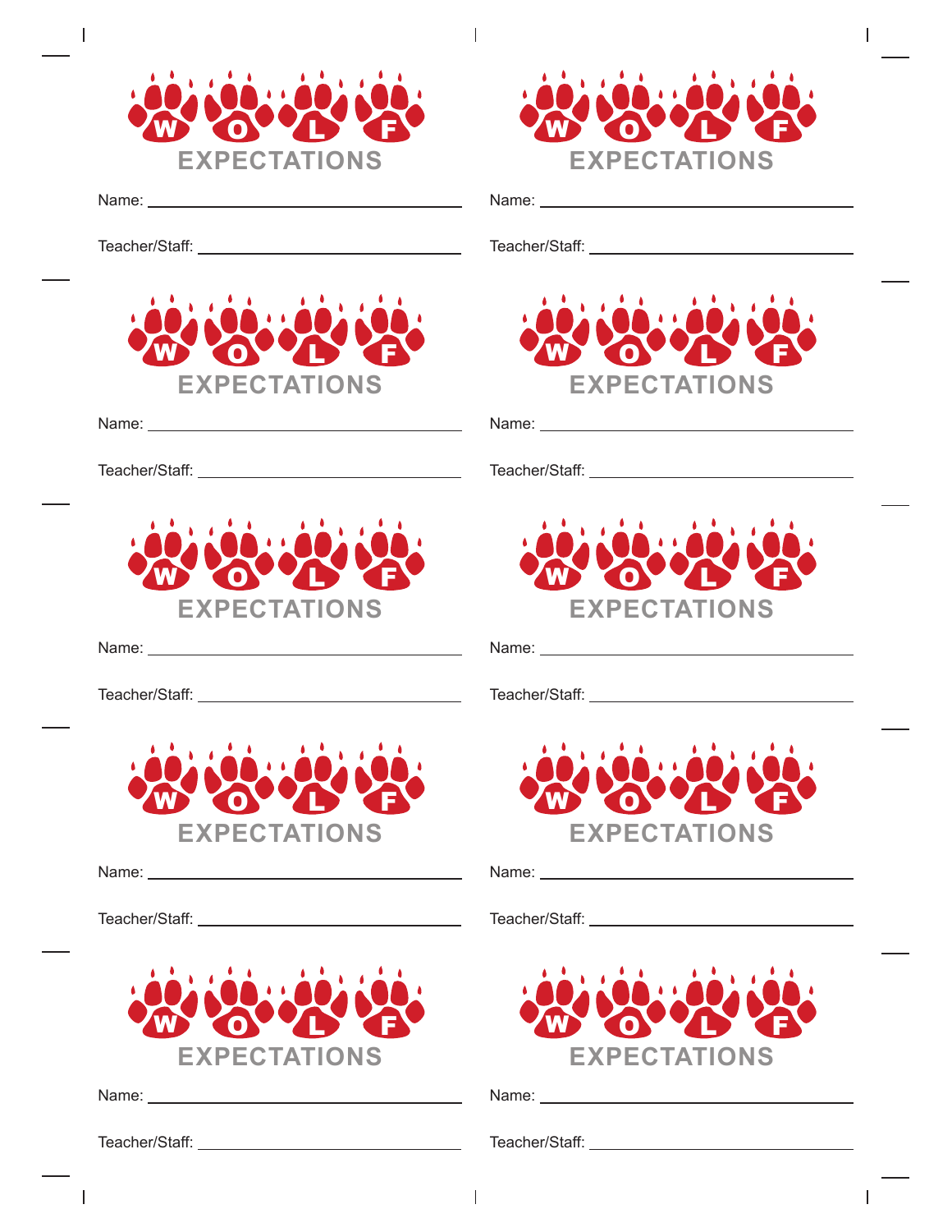W O L F
EXPECTATIONS

Name: ______________________________

Teacher/Staff: ______________________________

W O L F
EXPECTATIONS

Name: ______________________________

Teacher/Staff: ______________________________

W O L F
EXPECTATIONS

Name: ______________________________

Teacher/Staff: ______________________________

W O L F
EXPECTATIONS

Name: ______________________________

Teacher/Staff: ______________________________

W O L F
EXPECTATIONS

Name: ______________________________

Teacher/Staff: ______________________________

W O L F
EXPECTATIONS

Name: ______________________________

Teacher/Staff: ______________________________

W O L F
EXPECTATIONS

Name: ______________________________

Teacher/Staff: ______________________________

W O L F
EXPECTATIONS

Name: ______________________________

Teacher/Staff: ______________________________

W O L F
EXPECTATIONS

Name: ______________________________

Teacher/Staff: ______________________________

W O L F
EXPECTATIONS

Name: ______________________________

Teacher/Staff: ______________________________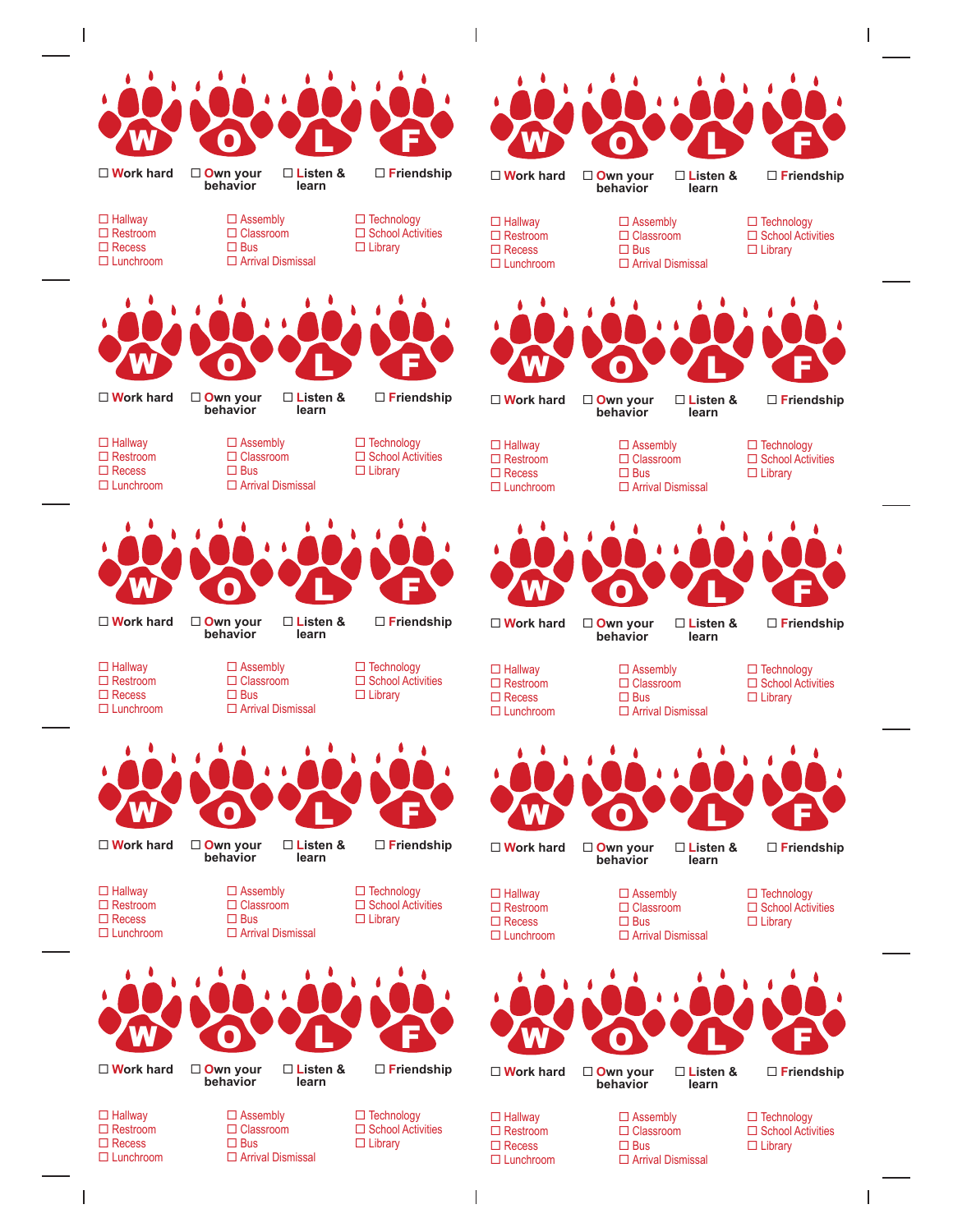W O L F

☐ **W**ork hard ☐ **O**wn your behavior ☐ **L**isten & learn ☐ **F**riendship

☐ Hallway
☐ Restroom
☐ Recess
☐ Lunchroom
☐ Assembly
☐ Classroom
☐ Bus
☐ Arrival Dismissal
☐ Technology
☐ School Activities
☐ Library

W O L F

☐ **W**ork hard ☐ **O**wn your behavior ☐ **L**isten & learn ☐ **F**riendship

☐ Hallway
☐ Restroom
☐ Recess
☐ Lunchroom
☐ Assembly
☐ Classroom
☐ Bus
☐ Arrival Dismissal
☐ Technology
☐ School Activities
☐ Library

W O L F

☐ **W**ork hard ☐ **O**wn your behavior ☐ **L**isten & learn ☐ **F**riendship

☐ Hallway
☐ Restroom
☐ Recess
☐ Lunchroom
☐ Assembly
☐ Classroom
☐ Bus
☐ Arrival Dismissal
☐ Technology
☐ School Activities
☐ Library

W O L F

☐ **W**ork hard ☐ **O**wn your behavior ☐ **L**isten & learn ☐ **F**riendship

☐ Hallway
☐ Restroom
☐ Recess
☐ Lunchroom
☐ Assembly
☐ Classroom
☐ Bus
☐ Arrival Dismissal
☐ Technology
☐ School Activities
☐ Library

W O L F

☐ **W**ork hard ☐ **O**wn your behavior ☐ **L**isten & learn ☐ **F**riendship

☐ Hallway
☐ Restroom
☐ Recess
☐ Lunchroom
☐ Assembly
☐ Classroom
☐ Bus
☐ Arrival Dismissal
☐ Technology
☐ School Activities
☐ Library

W O L F

☐ **W**ork hard ☐ **O**wn your behavior ☐ **L**isten & learn ☐ **F**riendship

☐ Hallway
☐ Restroom
☐ Recess
☐ Lunchroom
☐ Assembly
☐ Classroom
☐ Bus
☐ Arrival Dismissal
☐ Technology
☐ School Activities
☐ Library

W O L F

☐ **W**ork hard ☐ **O**wn your behavior ☐ **L**isten & learn ☐ **F**riendship

☐ Hallway
☐ Restroom
☐ Recess
☐ Lunchroom
☐ Assembly
☐ Classroom
☐ Bus
☐ Arrival Dismissal
☐ Technology
☐ School Activities
☐ Library

W O L F

☐ **W**ork hard ☐ **O**wn your behavior ☐ **L**isten & learn ☐ **F**riendship

☐ Hallway
☐ Restroom
☐ Recess
☐ Lunchroom
☐ Assembly
☐ Classroom
☐ Bus
☐ Arrival Dismissal
☐ Technology
☐ School Activities
☐ Library

W O L F

☐ **W**ork hard ☐ **O**wn your behavior ☐ **L**isten & learn ☐ **F**riendship

☐ Hallway
☐ Restroom
☐ Recess
☐ Lunchroom
☐ Assembly
☐ Classroom
☐ Bus
☐ Arrival Dismissal
☐ Technology
☐ School Activities
☐ Library

W O L F

☐ **W**ork hard ☐ **O**wn your behavior ☐ **L**isten & learn ☐ **F**riendship

☐ Hallway
☐ Restroom
☐ Recess
☐ Lunchroom
☐ Assembly
☐ Classroom
☐ Bus
☐ Arrival Dismissal
☐ Technology
☐ School Activities
☐ Library